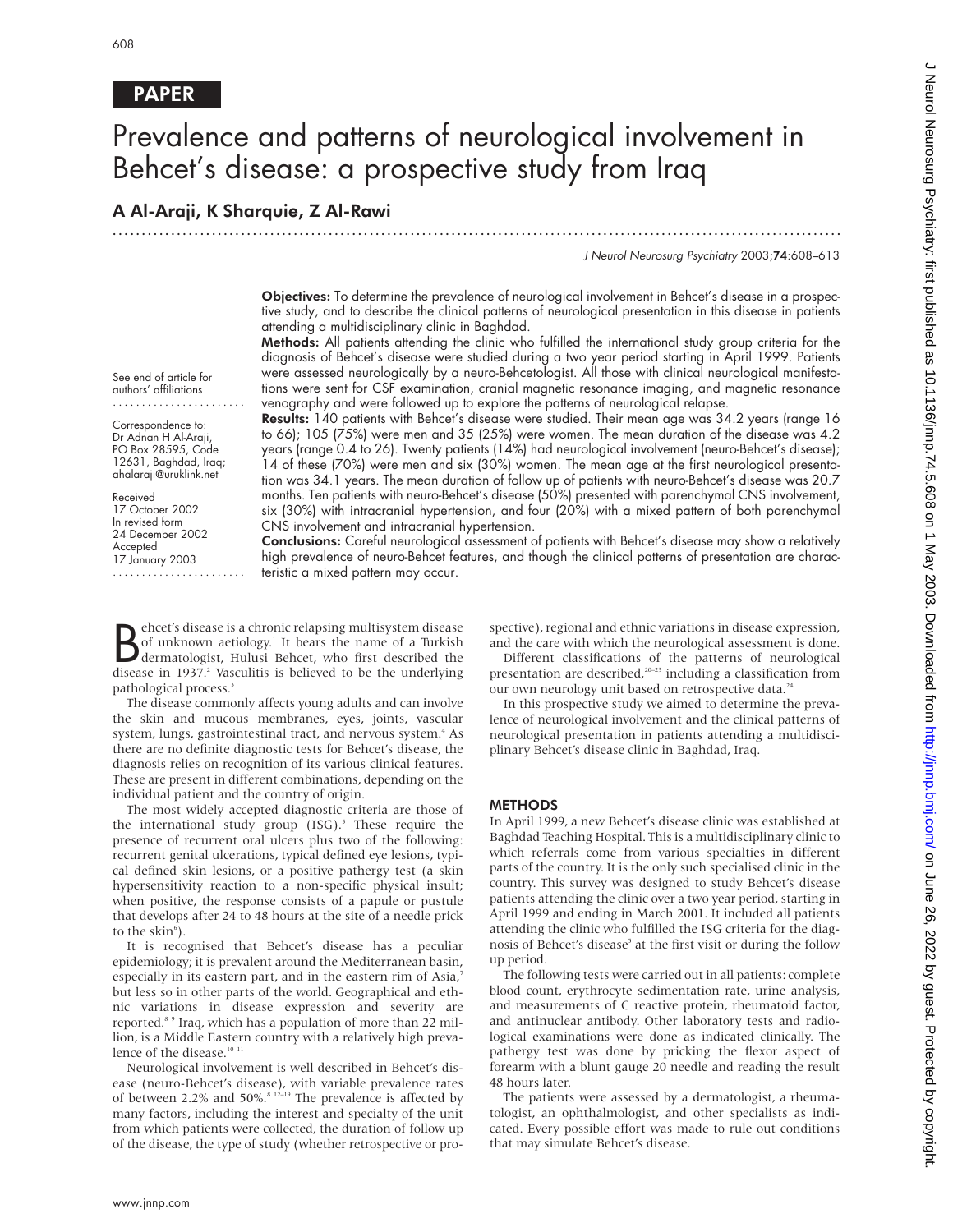PAPER

# Prevalence and patterns of neurological involvement in Behcet's disease: a prospective study from Iraq

## A Al-Araji, K Sharquie, Z Al-Rawi

See end of article for authors' affiliations

Correspondence to: Dr Adnan H Al-Araji, PO Box 28595, Code 12631, Baghdad, Iraq; ahalaraji@uruklink.net

Received 17 October 2002
In revised form 24 December 2002
Accepted 17 January 2003

**Objectives:** To determine the prevalence of neurological involvement in Behcet's disease in a prospective study, and to describe the clinical patterns of neurological presentation in this disease in patients attending a multidisciplinary clinic in Baghdad.

**Methods:** All patients attending the clinic who fulfilled the international study group criteria for the diagnosis of Behcet's disease were studied during a two year period starting in April 1999. Patients were assessed neurologically by a neuro-Behcetologist. All those with clinical neurological manifestations were sent for CSF examination, cranial magnetic resonance imaging, and magnetic resonance venography and were followed up to explore the patterns of neurological relapse.

**Results:** 140 patients with Behcet's disease were studied. Their mean age was 34.2 years (range 16 to 66); 105 (75%) were men and 35 (25%) were women. The mean duration of the disease was 4.2 years (range 0.4 to 26). Twenty patients (14%) had neurological involvement (neuro-Behcet's disease); 14 of these (70%) were men and six (30%) women. The mean age at the first neurological presentation was 34.1 years. The mean duration of follow up of patients with neuro-Behcet's disease was 20.7 months. Ten patients with neuro-Behcet's disease (50%) presented with parenchymal CNS involvement, six (30%) with intracranial hypertension, and four (20%) with a mixed pattern of both parenchymal CNS involvement and intracranial hypertension.

**Conclusions:** Careful neurological assessment of patients with Behcet's disease may show a relatively high prevalence of neuro-Behcet features, and though the clinical patterns of presentation are characteristic a mixed pattern may occur.

Behcet's disease is a chronic relapsing multisystem disease of unknown aetiology.[1] It bears the name of a Turkish dermatologist, Hulusi Behcet, who first described the disease in 1937.[2] Vasculitis is believed to be the underlying pathological process.[3]

The disease commonly affects young adults and can involve the skin and mucous membranes, eyes, joints, vascular system, lungs, gastrointestinal tract, and nervous system.[4] As there are no definite diagnostic tests for Behcet's disease, the diagnosis relies on recognition of its various clinical features. These are present in different combinations, depending on the individual patient and the country of origin.

The most widely accepted diagnostic criteria are those of the international study group (ISG).[5] These require the presence of recurrent oral ulcers plus two of the following: recurrent genital ulcerations, typical defined eye lesions, typical defined skin lesions, or a positive pathergy test (a skin hypersensitivity reaction to a non-specific physical insult; when positive, the response consists of a papule or pustule that develops after 24 to 48 hours at the site of a needle prick to the skin[6]).

It is recognised that Behcet's disease has a peculiar epidemiology; it is prevalent around the Mediterranean basin, especially in its eastern part, and in the eastern rim of Asia,[7] but less so in other parts of the world. Geographical and ethnic variations in disease expression and severity are reported.[8 9] Iraq, which has a population of more than 22 million, is a Middle Eastern country with a relatively high prevalence of the disease.[10 11]

Neurological involvement is well described in Behcet's disease (neuro-Behcet's disease), with variable prevalence rates of between 2.2% and 50%.[8 12–19] The prevalence is affected by many factors, including the interest and specialty of the unit from which patients were collected, the duration of follow up of the disease, the type of study (whether retrospective or prospective), regional and ethnic variations in disease expression, and the care with which the neurological assessment is done.

Different classifications of the patterns of neurological presentation are described,[20–23] including a classification from our own neurology unit based on retrospective data.[24]

In this prospective study we aimed to determine the prevalence of neurological involvement and the clinical patterns of neurological presentation in patients attending a multidisciplinary Behcet's disease clinic in Baghdad, Iraq.

## METHODS

In April 1999, a new Behcet's disease clinic was established at Baghdad Teaching Hospital. This is a multidisciplinary clinic to which referrals come from various specialties in different parts of the country. It is the only such specialised clinic in the country. This survey was designed to study Behcet's disease patients attending the clinic over a two year period, starting in April 1999 and ending in March 2001. It included all patients attending the clinic who fulfilled the ISG criteria for the diagnosis of Behcet's disease[5] at the first visit or during the follow up period.

The following tests were carried out in all patients: complete blood count, erythrocyte sedimentation rate, urine analysis, and measurements of C reactive protein, rheumatoid factor, and antinuclear antibody. Other laboratory tests and radiological examinations were done as indicated clinically. The pathergy test was done by pricking the flexor aspect of forearm with a blunt gauge 20 needle and reading the result 48 hours later.

The patients were assessed by a dermatologist, a rheumatologist, an ophthalmologist, and other specialists as indicated. Every possible effort was made to rule out conditions that may simulate Behcet's disease.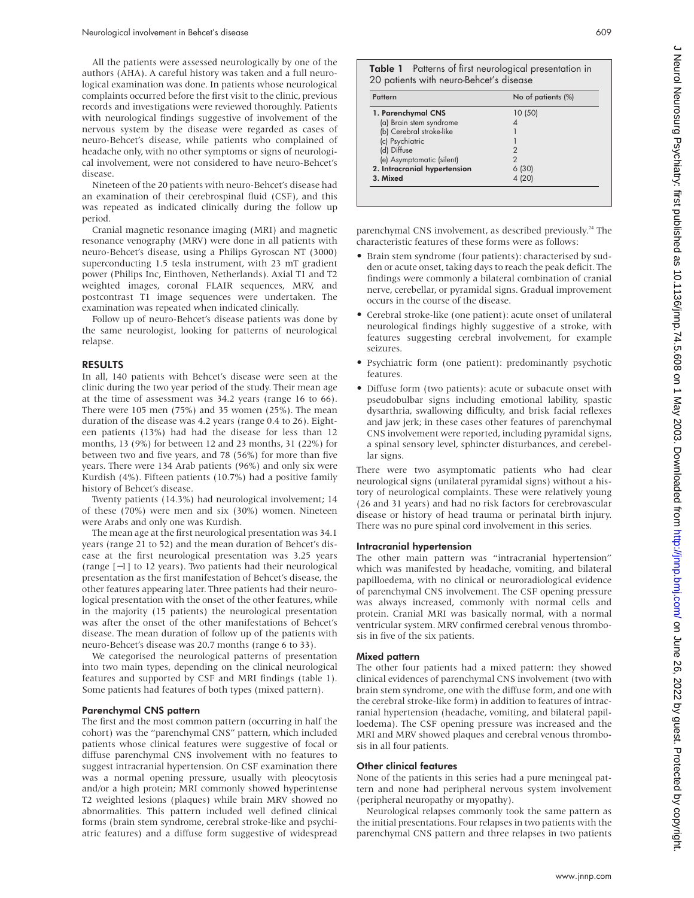All the patients were assessed neurologically by one of the authors (AHA). A careful history was taken and a full neurological examination was done. In patients whose neurological complaints occurred before the first visit to the clinic, previous records and investigations were reviewed thoroughly. Patients with neurological findings suggestive of involvement of the nervous system by the disease were regarded as cases of neuro-Behcet's disease, while patients who complained of headache only, with no other symptoms or signs of neurological involvement, were not considered to have neuro-Behcet's disease.

Nineteen of the 20 patients with neuro-Behcet's disease had an examination of their cerebrospinal fluid (CSF), and this was repeated as indicated clinically during the follow up period.

Cranial magnetic resonance imaging (MRI) and magnetic resonance venography (MRV) were done in all patients with neuro-Behcet's disease, using a Philips Gyroscan NT (3000) superconducting 1.5 tesla instrument, with 23 mT gradient power (Philips Inc, Einthoven, Netherlands). Axial T1 and T2 weighted images, coronal FLAIR sequences, MRV, and postcontrast T1 image sequences were undertaken. The examination was repeated when indicated clinically.

Follow up of neuro-Behcet's disease patients was done by the same neurologist, looking for patterns of neurological relapse.

## RESULTS

In all, 140 patients with Behcet's disease were seen at the clinic during the two year period of the study. Their mean age at the time of assessment was 34.2 years (range 16 to 66). There were 105 men (75%) and 35 women (25%). The mean duration of the disease was 4.2 years (range 0.4 to 26). Eighteen patients (13%) had had the disease for less than 12 months, 13 (9%) for between 12 and 23 months, 31 (22%) for between two and five years, and 78 (56%) for more than five years. There were 134 Arab patients (96%) and only six were Kurdish (4%). Fifteen patients (10.7%) had a positive family history of Behcet's disease.

Twenty patients (14.3%) had neurological involvement; 14 of these (70%) were men and six (30%) women. Nineteen were Arabs and only one was Kurdish.

The mean age at the first neurological presentation was 34.1 years (range 21 to 52) and the mean duration of Behcet's disease at the first neurological presentation was 3.25 years (range [−1] to 12 years). Two patients had their neurological presentation as the first manifestation of Behcet's disease, the other features appearing later. Three patients had their neurological presentation with the onset of the other features, while in the majority (15 patients) the neurological presentation was after the onset of the other manifestations of Behcet's disease. The mean duration of follow up of the patients with neuro-Behcet's disease was 20.7 months (range 6 to 33).

We categorised the neurological patterns of presentation into two main types, depending on the clinical neurological features and supported by CSF and MRI findings (table 1). Some patients had features of both types (mixed pattern).

### Parenchymal CNS pattern

The first and the most common pattern (occurring in half the cohort) was the "parenchymal CNS" pattern, which included patients whose clinical features were suggestive of focal or diffuse parenchymal CNS involvement with no features to suggest intracranial hypertension. On CSF examination there was a normal opening pressure, usually with pleocytosis and/or a high protein; MRI commonly showed hyperintense T2 weighted lesions (plaques) while brain MRV showed no abnormalities. This pattern included well defined clinical forms (brain stem syndrome, cerebral stroke-like and psychiatric features) and a diffuse form suggestive of widespread parenchymal CNS involvement, as described previously.[24] The characteristic features of these forms were as follows:

- Brain stem syndrome (four patients): characterised by sudden or acute onset, taking days to reach the peak deficit. The findings were commonly a bilateral combination of cranial nerve, cerebellar, or pyramidal signs. Gradual improvement occurs in the course of the disease.
- Cerebral stroke-like (one patient): acute onset of unilateral neurological findings highly suggestive of a stroke, with features suggesting cerebral involvement, for example seizures.
- Psychiatric form (one patient): predominantly psychotic features.
- Diffuse form (two patients): acute or subacute onset with pseudobulbar signs including emotional lability, spastic dysarthria, swallowing difficulty, and brisk facial reflexes and jaw jerk; in these cases other features of parenchymal CNS involvement were reported, including pyramidal signs, a spinal sensory level, sphincter disturbances, and cerebellar signs.

There were two asymptomatic patients who had clear neurological signs (unilateral pyramidal signs) without a history of neurological complaints. These were relatively young (26 and 31 years) and had no risk factors for cerebrovascular disease or history of head trauma or perinatal birth injury. There was no pure spinal cord involvement in this series.

**Table 1** Patterns of first neurological presentation in 20 patients with neuro-Behcet's disease

| Pattern | No of patients (%) |
|---|---|
| **1. Parenchymal CNS** | 10 (50) |
| (a) Brain stem syndrome | 4 |
| (b) Cerebral stroke-like | 1 |
| (c) Psychiatric | 1 |
| (d) Diffuse | 2 |
| (e) Asymptomatic (silent) | 2 |
| **2. Intracranial hypertension** | 6 (30) |
| **3. Mixed** | 4 (20) |

### Intracranial hypertension

The other main pattern was "intracranial hypertension" which was manifested by headache, vomiting, and bilateral papilloedema, with no clinical or neuroradiological evidence of parenchymal CNS involvement. The CSF opening pressure was always increased, commonly with normal cells and protein. Cranial MRI was basically normal, with a normal ventricular system. MRV confirmed cerebral venous thrombosis in five of the six patients.

### Mixed pattern

The other four patients had a mixed pattern: they showed clinical evidences of parenchymal CNS involvement (two with brain stem syndrome, one with the diffuse form, and one with the cerebral stroke-like form) in addition to features of intracranial hypertension (headache, vomiting, and bilateral papilloedema). The CSF opening pressure was increased and the MRI and MRV showed plaques and cerebral venous thrombosis in all four patients.

### Other clinical features

None of the patients in this series had a pure meningeal pattern and none had peripheral nervous system involvement (peripheral neuropathy or myopathy).

Neurological relapses commonly took the same pattern as the initial presentations. Four relapses in two patients with the parenchymal CNS pattern and three relapses in two patients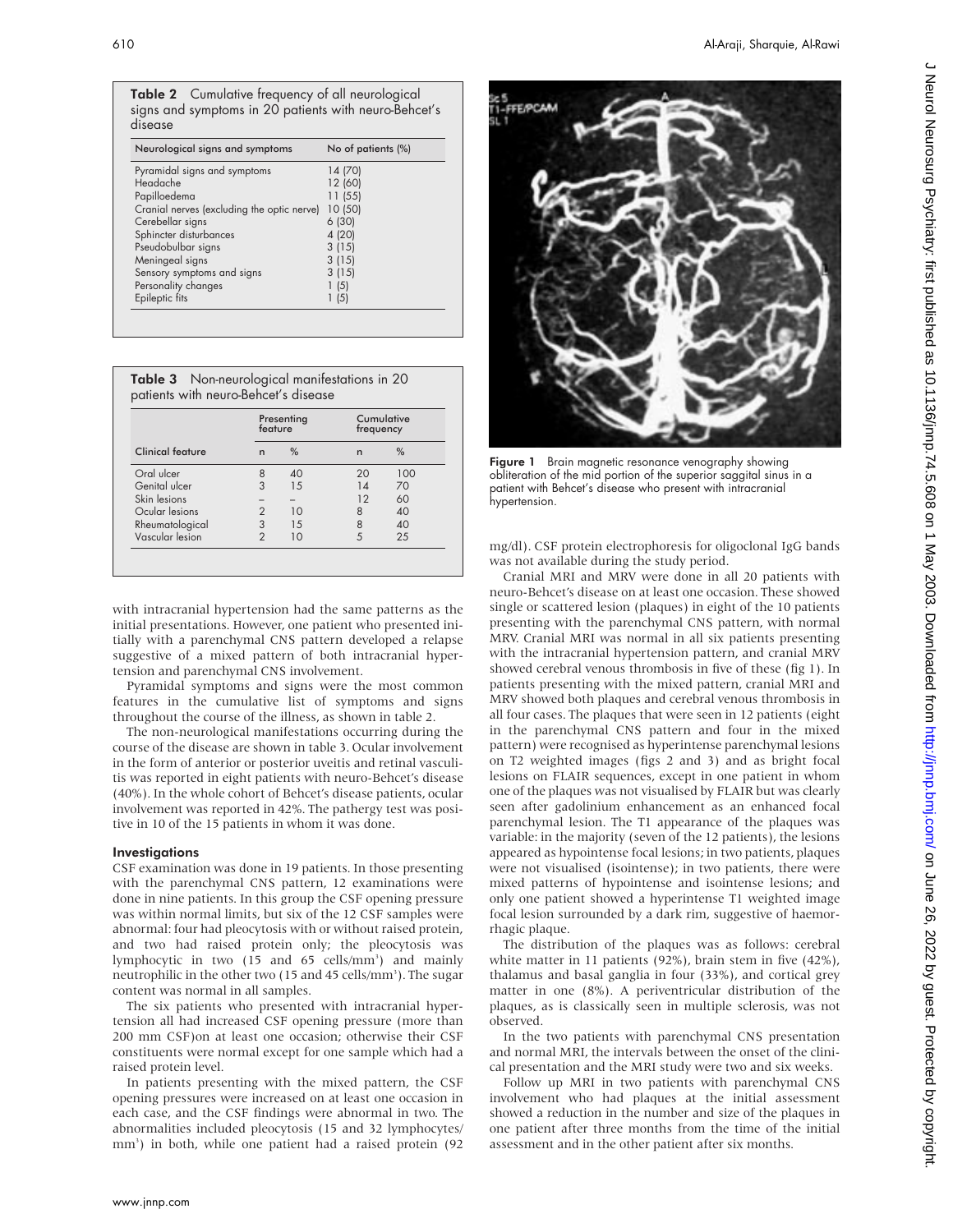**Table 2** Cumulative frequency of all neurological signs and symptoms in 20 patients with neuro-Behcet's disease

| Neurological signs and symptoms | No of patients (%) |
|---|---|
| Pyramidal signs and symptoms | 14 (70) |
| Headache | 12 (60) |
| Papilloedema | 11 (55) |
| Cranial nerves (excluding the optic nerve) | 10 (50) |
| Cerebellar signs | 6 (30) |
| Sphincter disturbances | 4 (20) |
| Pseudobulbar signs | 3 (15) |
| Meningeal signs | 3 (15) |
| Sensory symptoms and signs | 3 (15) |
| Personality changes | 1 (5) |
| Epileptic fits | 1 (5) |

**Table 3** Non-neurological manifestations in 20 patients with neuro-Behcet's disease

| | Presenting feature | | Cumulative frequency | |
|---|---|---|---|---|
| Clinical feature | n | % | n | % |
| Oral ulcer | 8 | 40 | 20 | 100 |
| Genital ulcer | 3 | 15 | 14 | 70 |
| Skin lesions | – | – | 12 | 60 |
| Ocular lesions | 2 | 10 | 8 | 40 |
| Rheumatological | 3 | 15 | 8 | 40 |
| Vascular lesion | 2 | 10 | 5 | 25 |

with intracranial hypertension had the same patterns as the initial presentations. However, one patient who presented initially with a parenchymal CNS pattern developed a relapse suggestive of a mixed pattern of both intracranial hypertension and parenchymal CNS involvement.

Pyramidal symptoms and signs were the most common features in the cumulative list of symptoms and signs throughout the course of the illness, as shown in table 2.

The non-neurological manifestations occurring during the course of the disease are shown in table 3. Ocular involvement in the form of anterior or posterior uveitis and retinal vasculitis was reported in eight patients with neuro-Behcet's disease (40%). In the whole cohort of Behcet's disease patients, ocular involvement was reported in 42%. The pathergy test was positive in 10 of the 15 patients in whom it was done.

### Investigations

CSF examination was done in 19 patients. In those presenting with the parenchymal CNS pattern, 12 examinations were done in nine patients. In this group the CSF opening pressure was within normal limits, but six of the 12 CSF samples were abnormal: four had pleocytosis with or without raised protein, and two had raised protein only; the pleocytosis was lymphocytic in two (15 and 65 cells/mm$^3$) and mainly neutrophilic in the other two (15 and 45 cells/mm$^3$). The sugar content was normal in all samples.

The six patients who presented with intracranial hypertension all had increased CSF opening pressure (more than 200 mm CSF)on at least one occasion; otherwise their CSF constituents were normal except for one sample which had a raised protein level.

In patients presenting with the mixed pattern, the CSF opening pressures were increased on at least one occasion in each case, and the CSF findings were abnormal in two. The abnormalities included pleocytosis (15 and 32 lymphocytes/mm$^3$) in both, while one patient had a raised protein (92 mg/dl). CSF protein electrophoresis for oligoclonal IgG bands was not available during the study period.

Figure 1 Brain magnetic resonance venography showing obliteration of the mid portion of the superior saggital sinus in a patient with Behcet's disease who present with intracranial hypertension.

Cranial MRI and MRV were done in all 20 patients with neuro-Behcet's disease on at least one occasion. These showed single or scattered lesion (plaques) in eight of the 10 patients presenting with the parenchymal CNS pattern, with normal MRV. Cranial MRI was normal in all six patients presenting with the intracranial hypertension pattern, and cranial MRV showed cerebral venous thrombosis in five of these (fig 1). In patients presenting with the mixed pattern, cranial MRI and MRV showed both plaques and cerebral venous thrombosis in all four cases. The plaques that were seen in 12 patients (eight in the parenchymal CNS pattern and four in the mixed pattern) were recognised as hyperintense parenchymal lesions on T2 weighted images (figs 2 and 3) and as bright focal lesions on FLAIR sequences, except in one patient in whom one of the plaques was not visualised by FLAIR but was clearly seen after gadolinium enhancement as an enhanced focal parenchymal lesion. The T1 appearance of the plaques was variable: in the majority (seven of the 12 patients), the lesions appeared as hypointense focal lesions; in two patients, plaques were not visualised (isointense); in two patients, there were mixed patterns of hypointense and isointense lesions; and only one patient showed a hyperintense T1 weighted image focal lesion surrounded by a dark rim, suggestive of haemorrhagic plaque.

The distribution of the plaques was as follows: cerebral white matter in 11 patients (92%), brain stem in five (42%), thalamus and basal ganglia in four (33%), and cortical grey matter in one (8%). A periventricular distribution of the plaques, as is classically seen in multiple sclerosis, was not observed.

In the two patients with parenchymal CNS presentation and normal MRI, the intervals between the onset of the clinical presentation and the MRI study were two and six weeks.

Follow up MRI in two patients with parenchymal CNS involvement who had plaques at the initial assessment showed a reduction in the number and size of the plaques in one patient after three months from the time of the initial assessment and in the other patient after six months.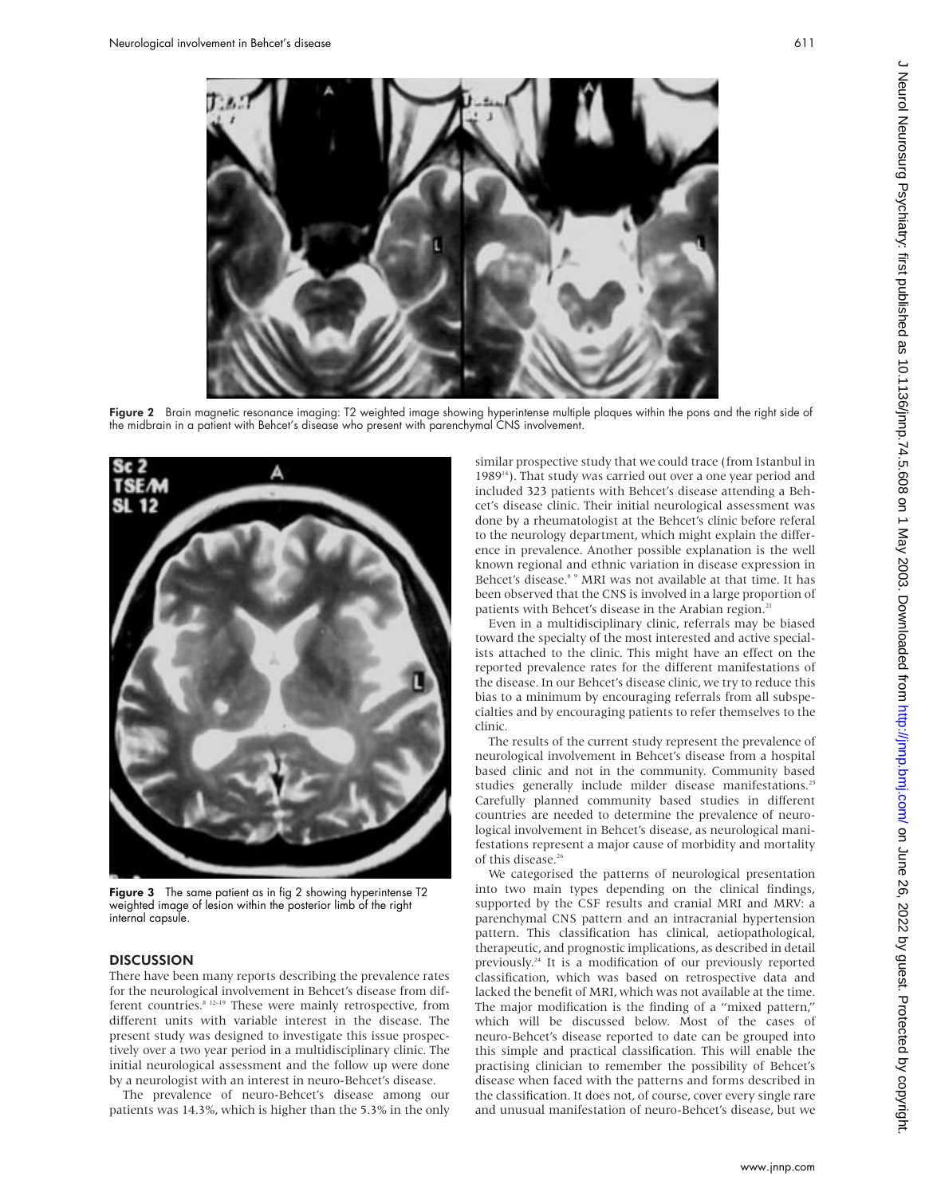Figure 2 Brain magnetic resonance imaging: T2 weighted image showing hyperintense multiple plaques within the pons and the right side of the midbrain in a patient with Behcet's disease who present with parenchymal CNS involvement.

Figure 3 The same patient as in fig 2 showing hyperintense T2 weighted image of lesion within the posterior limb of the right internal capsule.

## DISCUSSION

There have been many reports describing the prevalence rates for the neurological involvement in Behcet's disease from different countries.[8 12–19] These were mainly retrospective, from different units with variable interest in the disease. The present study was designed to investigate this issue prospectively over a two year period in a multidisciplinary clinic. The initial neurological assessment and the follow up were done by a neurologist with an interest in neuro-Behcet's disease.

The prevalence of neuro-Behcet's disease among our patients was 14.3%, which is higher than the 5.3% in the only similar prospective study that we could trace (from Istanbul in 1989[14]). That study was carried out over a one year period and included 323 patients with Behcet's disease attending a Behcet's disease clinic. Their initial neurological assessment was done by a rheumatologist at the Behcet's clinic before referal to the neurology department, which might explain the difference in prevalence. Another possible explanation is the well known regional and ethnic variation in disease expression in Behcet's disease.[8 9] MRI was not available at that time. It has been observed that the CNS is involved in a large proportion of patients with Behcet's disease in the Arabian region.[21]

Even in a multidisciplinary clinic, referrals may be biased toward the specialty of the most interested and active specialists attached to the clinic. This might have an effect on the reported prevalence rates for the different manifestations of the disease. In our Behcet's disease clinic, we try to reduce this bias to a minimum by encouraging referrals from all subspecialties and by encouraging patients to refer themselves to the clinic.

The results of the current study represent the prevalence of neurological involvement in Behcet's disease from a hospital based clinic and not in the community. Community based studies generally include milder disease manifestations.[25] Carefully planned community based studies in different countries are needed to determine the prevalence of neurological involvement in Behcet's disease, as neurological manifestations represent a major cause of morbidity and mortality of this disease.[26]

We categorised the patterns of neurological presentation into two main types depending on the clinical findings, supported by the CSF results and cranial MRI and MRV: a parenchymal CNS pattern and an intracranial hypertension pattern. This classification has clinical, aetiopathological, therapeutic, and prognostic implications, as described in detail previously.[24] It is a modification of our previously reported classification, which was based on retrospective data and lacked the benefit of MRI, which was not available at the time. The major modification is the finding of a "mixed pattern," which will be discussed below. Most of the cases of neuro-Behcet's disease reported to date can be grouped into this simple and practical classification. This will enable the practising clinician to remember the possibility of Behcet's disease when faced with the patterns and forms described in the classification. It does not, of course, cover every single rare and unusual manifestation of neuro-Behcet's disease, but we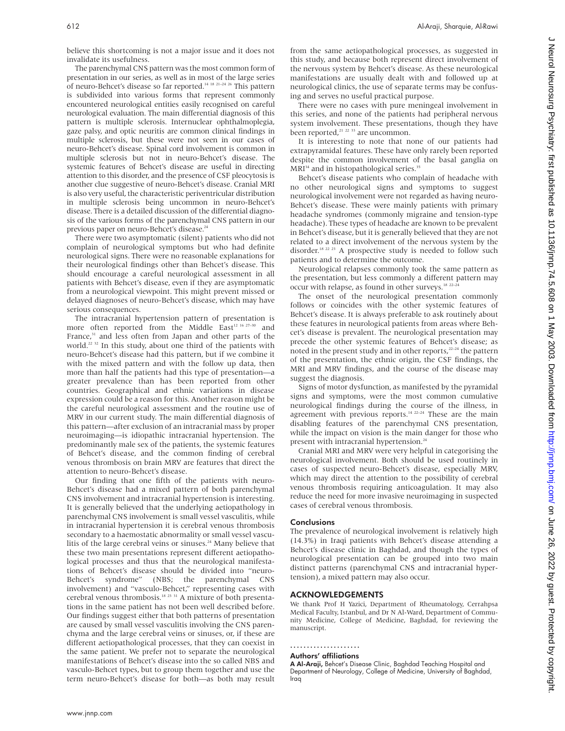believe this shortcoming is not a major issue and it does not invalidate its usefulness.

The parenchymal CNS pattern was the most common form of presentation in our series, as well as in most of the large series of neuro-Behcet's disease so far reported.[14 18 21–24 26] This pattern is subdivided into various forms that represent commonly encountered neurological entities easily recognised on careful neurological evaluation. The main differential diagnosis of this pattern is multiple sclerosis. Internuclear ophthalmoplegia, gaze palsy, and optic neuritis are common clinical findings in multiple sclerosis, but these were not seen in our cases of neuro-Behcet's disease. Spinal cord involvement is common in multiple sclerosis but not in neuro-Behcet's disease. The systemic features of Behcet's disease are useful in directing attention to this disorder, and the presence of CSF pleocytosis is another clue suggestive of neuro-Behcet's disease. Cranial MRI is also very useful, the characteristic periventricular distribution in multiple sclerosis being uncommon in neuro-Behcet's disease. There is a detailed discussion of the differential diagnosis of the various forms of the parenchymal CNS pattern in our previous paper on neuro-Behcet's disease.[24]

There were two asymptomatic (silent) patients who did not complain of neurological symptoms but who had definite neurological signs. There were no reasonable explanations for their neurological findings other than Behcet's disease. This should encourage a careful neurological assessment in all patients with Behcet's disease, even if they are asymptomatic from a neurological viewpoint. This might prevent missed or delayed diagnoses of neuro-Behcet's disease, which may have serious consequences.

The intracranial hypertension pattern of presentation is more often reported from the Middle East[12 16 27–30] and France,[31] and less often from Japan and other parts of the world.[22 32] In this study, about one third of the patients with neuro-Behcet's disease had this pattern, but if we combine it with the mixed pattern and with the follow up data, then more than half the patients had this type of presentation—a greater prevalence than has been reported from other countries. Geographical and ethnic variations in disease expression could be a reason for this. Another reason might be the careful neurological assessment and the routine use of MRV in our current study. The main differential diagnosis of this pattern—after exclusion of an intracranial mass by proper neuroimaging—is idiopathic intracranial hypertension. The predominantly male sex of the patients, the systemic features of Behcet's disease, and the common finding of cerebral venous thrombosis on brain MRV are features that direct the attention to neuro-Behcet's disease.

Our finding that one fifth of the patients with neuro-Behcet's disease had a mixed pattern of both parenchymal CNS involvement and intracranial hypertension is interesting. It is generally believed that the underlying aetiopathology in parenchymal CNS involvement is small vessel vasculitis, while in intracranial hypertension it is cerebral venous thrombosis secondary to a haemostatic abnormality or small vessel vasculitis of the large cerebral veins or sinuses.[24] Many believe that these two main presentations represent different aetiopathological processes and thus that the neurological manifestations of Behcet's disease should be divided into "neuro-Behcet's syndrome" (NBS; the parenchymal CNS involvement) and "vasculo-Behcet," representing cases with cerebral venous thrombosis.[18 23 31] A mixture of both presentations in the same patient has not been well described before. Our findings suggest either that both patterns of presentation are caused by small vessel vasculitis involving the CNS parenchyma and the large cerebral veins or sinuses, or, if these are different aetiopathological processes, that they can coexist in the same patient. We prefer not to separate the neurological manifestations of Behcet's disease into the so called NBS and vasculo-Behcet types, but to group them together and use the term neuro-Behcet's disease for both—as both may result from the same aetiopathological processes, as suggested in this study, and because both represent direct involvement of the nervous system by Behcet's disease. As these neurological manifestations are usually dealt with and followed up at neurological clinics, the use of separate terms may be confusing and serves no useful practical purpose.

There were no cases with pure meningeal involvement in this series, and none of the patients had peripheral nervous system involvement. These presentations, though they have been reported,[21 22 33] are uncommon.

It is interesting to note that none of our patients had extrapyramidal features. These have only rarely been reported despite the common involvement of the basal ganglia on MRI[34] and in histopathological series.[35]

Behcet's disease patients who complain of headache with no other neurological signs and symptoms to suggest neurological involvement were not regarded as having neuro-Behcet's disease. These were mainly patients with primary headache syndromes (commonly migraine and tension-type headache). These types of headache are known to be prevalent in Behcet's disease, but it is generally believed that they are not related to a direct involvement of the nervous system by the disorder.[18 22 23] A prospective study is needed to follow such patients and to determine the outcome.

Neurological relapses commonly took the same pattern as the presentation, but less commonly a different pattern may occur with relapse, as found in other surveys.[18 22–24]

The onset of the neurological presentation commonly follows or coincides with the other systemic features of Behcet's disease. It is always preferable to ask routinely about these features in neurological patients from areas where Behcet's disease is prevalent. The neurological presentation may precede the other systemic features of Behcet's disease; as noted in the present study and in other reports,[22–24] the pattern of the presentation, the ethnic origin, the CSF findings, the MRI and MRV findings, and the course of the disease may suggest the diagnosis.

Signs of motor dysfunction, as manifested by the pyramidal signs and symptoms, were the most common cumulative neurological findings during the course of the illness, in agreement with previous reports.[14 22–24] These are the main disabling features of the parenchymal CNS presentation, while the impact on vision is the main danger for those who present with intracranial hypertension.[24]

Cranial MRI and MRV were very helpful in categorising the neurological involvement. Both should be used routinely in cases of suspected neuro-Behcet's disease, especially MRV, which may direct the attention to the possibility of cerebral venous thrombosis requiring anticoagulation. It may also reduce the need for more invasive neuroimaging in suspected cases of cerebral venous thrombosis.

## Conclusions

The prevalence of neurological involvement is relatively high (14.3%) in Iraqi patients with Behcet's disease attending a Behcet's disease clinic in Baghdad, and though the types of neurological presentation can be grouped into two main distinct patterns (parenchymal CNS and intracranial hypertension), a mixed pattern may also occur.

## ACKNOWLEDGEMENTS

We thank Prof H Yazici, Department of Rheumatology, Cerrahpsa Medical Faculty, Istanbul, and Dr N Al-Ward, Department of Community Medicine, College of Medicine, Baghdad, for reviewing the manuscript.

### Authors' affiliations

**A Al-Araji,** Behcet's Disease Clinic, Baghdad Teaching Hospital and Department of Neurology, College of Medicine, University of Baghdad, Iraq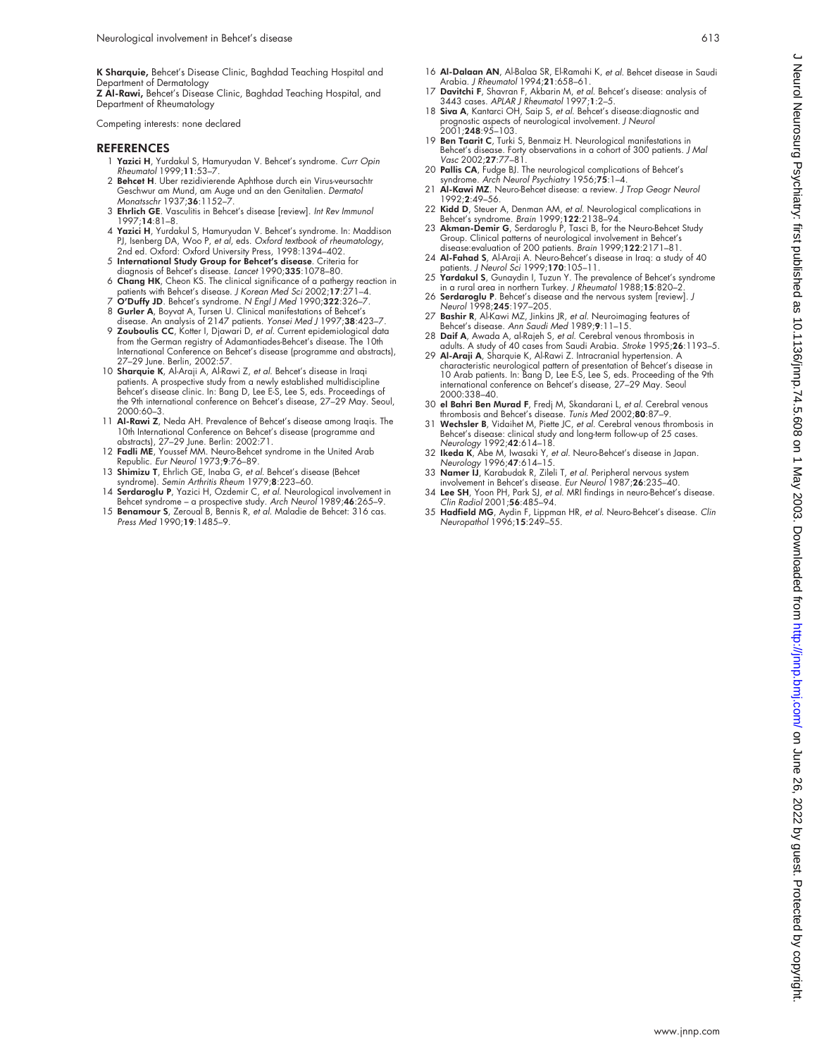**K Sharquie,** Behcet's Disease Clinic, Baghdad Teaching Hospital and Department of Dermatology
**Z Al-Rawi,** Behcet's Disease Clinic, Baghdad Teaching Hospital, and Department of Rheumatology

Competing interests: none declared

## REFERENCES

1. **Yazici H**, Yurdakul S, Hamuryudan V. Behcet's syndrome. *Curr Opin Rheumatol* 1999;**11**:53–7.
2. **Behcet H**. Uber rezidivierende Aphthose durch ein Virus-veursachtr Geschwur am Mund, am Auge und an den Genitalien. *Dermatol Monatsschr* 1937;**36**:1152–7.
3. **Ehrlich GE**. Vasculitis in Behcet's disease [review]. *Int Rev Immunol* 1997;**14**:81–8.
4. **Yazici H**, Yurdakul S, Hamuryudan V. Behcet's syndrome. In: Maddison PJ, Isenberg DA, Woo P, *et al*, eds. *Oxford textbook of rheumatology*, 2nd ed. Oxford: Oxford University Press, 1998:1394–402.
5. **International Study Group for Behcet's disease**. Criteria for diagnosis of Behcet's disease. *Lancet* 1990;**335**:1078–80.
6. **Chang HK**, Cheon KS. The clinical significance of a pathergy reaction in patients with Behcet's disease. *J Korean Med Sci* 2002;**17**:271–4.
7. **O'Duffy JD**. Behcet's syndrome. *N Engl J Med* 1990;**322**:326–7.
8. **Gurler A**, Boyvat A, Tursen U. Clinical manifestations of Behcet's disease. An analysis of 2147 patients. *Yonsei Med J* 1997;**38**:423–7.
9. **Zouboulis CC**, Kotter I, Djawari D, *et al*. Current epidemiological data from the German registry of Adamantiades-Behcet's disease. The 10th International Conference on Behcet's disease (programme and abstracts), 27–29 June. Berlin, 2002:57.
10. **Sharquie K**, Al-Araji A, Al-Rawi Z, *et al*. Behcet's disease in Iraqi patients. A prospective study from a newly established multidiscipline Behcet's disease clinic. In: Bang D, Lee E-S, Lee S, eds. Proceedings of the 9th international conference on Behcet's disease, 27–29 May. Seoul, 2000:60–3.
11. **Al-Rawi Z**, Neda AH. Prevalence of Behcet's disease among Iraqis. The 10th International Conference on Behcet's disease (programme and abstracts), 27–29 June. Berlin: 2002:71.
12. **Fadli ME**, Youssef MM. Neuro-Behcet syndrome in the United Arab Republic. *Eur Neurol* 1973;**9**:76–89.
13. **Shimizu T**, Ehrlich GE, Inaba G, *et al*. Behcet's disease (Behcet syndrome). *Semin Arthritis Rheum* 1979;**8**:223–60.
14. **Serdaroglu P**, Yazici H, Ozdemir C, *et al*. Neurological involvement in Behcet syndrome – a prospective study. *Arch Neurol* 1989;**46**:265–9.
15. **Benamour S**, Zeroual B, Bennis R, *et al*. Maladie de Behcet: 316 cas. *Press Med* 1990;**19**:1485–9.
16. **Al-Dalaan AN**, Al-Balaa SR, El-Ramahi K, *et al*. Behcet disease in Saudi Arabia. *J Rheumatol* 1994;**21**:658–61.
17. **Davitchi F**, Shavran F, Akbarin M, *et al*. Behcet's disease: analysis of 3443 cases. *APLAR J Rheumatol* 1997;**1**:2–5.
18. **Siva A**, Kantarci OH, Saip S, *et al*. Behcet's disease:diagnostic and prognostic aspects of neurological involvement. *J Neurol* 2001;**248**:95–103.
19. **Ben Taarit C**, Turki S, Benmaiz H. Neurological manifestations in Behcet's disease. Forty observations in a cohort of 300 patients. *J Mal Vasc* 2002;**27**:77–81.
20. **Pallis CA**, Fudge BJ. The neurological complications of Behcet's syndrome. *Arch Neurol Psychiatry* 1956;**75**:1–4.
21. **Al-Kawi MZ**. Neuro-Behcet disease: a review. *J Trop Geogr Neurol* 1992;**2**:49–56.
22. **Kidd D**, Steuer A, Denman AM, *et al*. Neurological complications in Behcet's syndrome. *Brain* 1999;**122**:2138–94.
23. **Akman-Demir G**, Serdaroglu P, Tasci B, for the Neuro-Behcet Study Group. Clinical patterns of neurological involvement in Behcet's disease:evaluation of 200 patients. *Brain* 1999;**122**:2171–81.
24. **Al-Fahad S**, Al-Araji A. Neuro-Behcet's disease in Iraq: a study of 40 patients. *J Neurol Sci* 1999;**170**:105–11.
25. **Yardakul S**, Gunaydin I, Tuzun Y. The prevalence of Behcet's syndrome in a rural area in northern Turkey. *J Rheumatol* 1988;**15**:820–2.
26. **Serdaroglu P**. Behcet's disease and the nervous system [review]. *J Neurol* 1998;**245**:197–205.
27. **Bashir R**, Al-Kawi MZ, Jinkins JR, *et al*. Neuroimaging features of Behcet's disease. *Ann Saudi Med* 1989;**9**:11–15.
28. **Daif A**, Awada A, al-Rajeh S, *et al*. Cerebral venous thrombosis in adults. A study of 40 cases from Saudi Arabia. *Stroke* 1995;**26**:1193–5.
29. **Al-Araji A**, Sharquie K, Al-Rawi Z. Intracranial hypertension. A characteristic neurological pattern of presentation of Behcet's disease in 10 Arab patients. In: Bang D, Lee E-S, Lee S, eds. Proceeding of the 9th international conference on Behcet's disease, 27–29 May. Seoul 2000:338–40.
30. **el Bahri Ben Murad F**, Fredj M, Skandarani L, *et al*. Cerebral venous thrombosis and Behcet's disease. *Tunis Med* 2002;**80**:87–9.
31. **Wechsler B**, Vidaihet M, Piette JC, *et al*. Cerebral venous thrombosis in Behcet's disease: clinical study and long-term follow-up of 25 cases. *Neurology* 1992;**42**:614–18.
32. **Ikeda K**, Abe M, Iwasaki Y, *et al*. Neuro-Behcet's disease in Japan. *Neurology* 1996;**47**:614–15.
33. **Namer IJ**, Karabudak R, Zileli T, *et al*. Peripheral nervous system involvement in Behcet's disease. *Eur Neurol* 1987;**26**:235–40.
34. **Lee SH**, Yoon PH, Park SJ, *et al*. MRI findings in neuro-Behcet's disease. *Clin Radiol* 2001;**56**:485–94.
35. **Hadfield MG**, Aydin F, Lippman HR, *et al*. Neuro-Behcet's disease. *Clin Neuropathol* 1996;**15**:249–55.